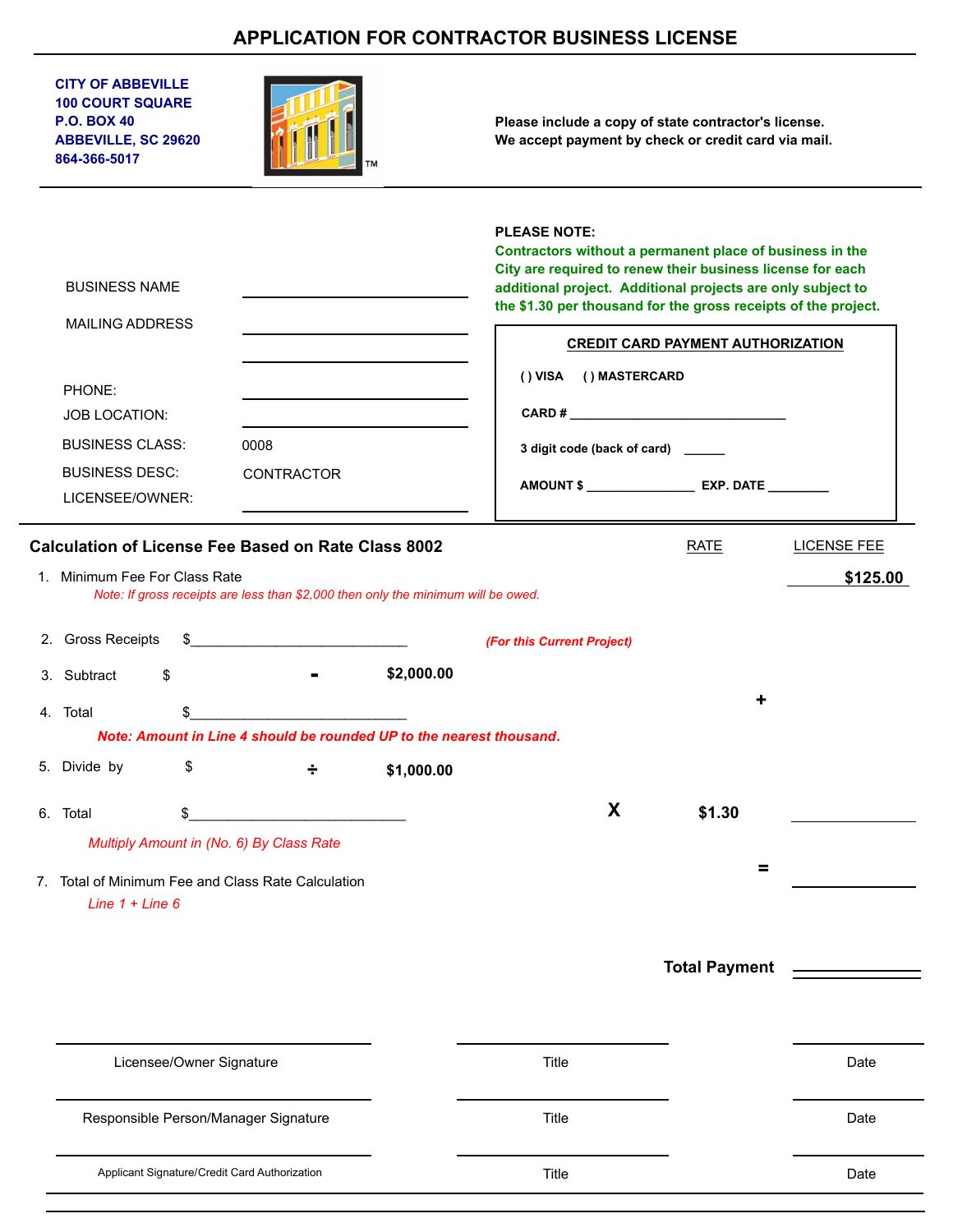# APPLICATION FOR CONTRACTOR BUSINESS LICENSE

**CITY OF ABBEVILLE**
**100 COURT SQUARE**
**P.O. BOX 40**
**ABBEVILLE, SC 29620**
**864-366-5017**

**Please include a copy of state contractor's license.**
**We accept payment by check or credit card via mail.**

**PLEASE NOTE:**
**Contractors without a permanent place of business in the City are required to renew their business license for each additional project. Additional projects are only subject to the $1.30 per thousand for the gross receipts of the project.**

BUSINESS NAME ____________________

MAILING ADDRESS ____________________

____________________

PHONE: ____________________

JOB LOCATION: ____________________

BUSINESS CLASS: 0008

BUSINESS DESC: CONTRACTOR

LICENSEE/OWNER: ____________________

**CREDIT CARD PAYMENT AUTHORIZATION**

( ) VISA ( ) MASTERCARD

CARD # ______________________________

3 digit code (back of card) ______

AMOUNT $ _______________ EXP. DATE _________

## Calculation of License Fee Based on Rate Class 8002

| | | | RATE | LICENSE FEE |
|---|---|---|---|---|
| 1. Minimum Fee For Class Rate<br>*Note: If gross receipts are less than $2,000 then only the minimum will be owed.* | | | | **$125.00** |
| 2. Gross Receipts | $____________________ | *(For this Current Project)* | | |
| 3. Subtract $ | - | **$2,000.00** | | |
| 4. Total | $____________________ | | + | |
| ***Note: Amount in Line 4 should be rounded UP to the nearest thousand.*** | | | | |
| 5. Divide by $ | ÷ | **$1,000.00** | | |
| 6. Total | $____________________ | X | **$1.30** | ________ |
| *Multiply Amount in (No. 6) By Class Rate* | | | | |
| 7. Total of Minimum Fee and Class Rate Calculation<br>*Line 1 + Line 6* | | | = | ________ |

**Total Payment** ________

| | | |
|---|---|---|
| Licensee/Owner Signature | Title | Date |
| Responsible Person/Manager Signature | Title | Date |
| Applicant Signature/Credit Card Authorization | Title | Date |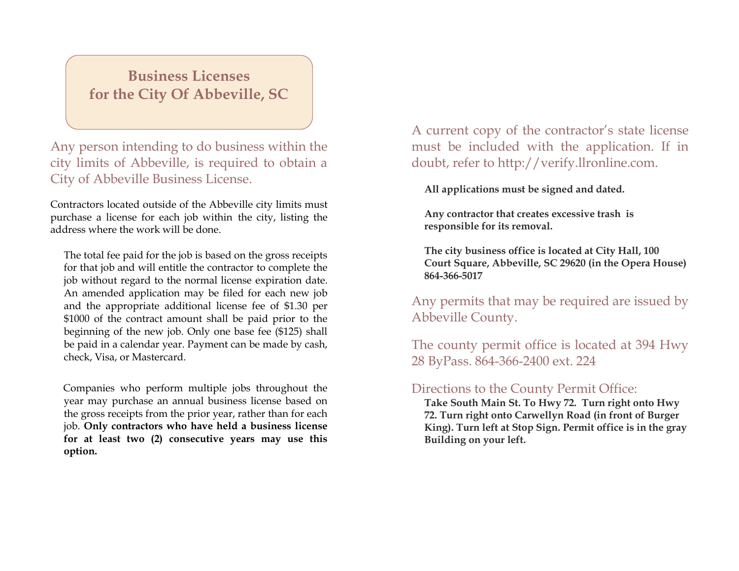## Business Licenses for the City Of Abbeville, SC

Any person intending to do business within the city limits of Abbeville, is required to obtain a City of Abbeville Business License.

Contractors located outside of the Abbeville city limits must purchase a license for each job within the city, listing the address where the work will be done.

The total fee paid for the job is based on the gross receipts for that job and will entitle the contractor to complete the job without regard to the normal license expiration date. An amended application may be filed for each new job and the appropriate additional license fee of $1.30 per $1000 of the contract amount shall be paid prior to the beginning of the new job. Only one base fee ($125) shall be paid in a calendar year. Payment can be made by cash, check, Visa, or Mastercard.

Companies who perform multiple jobs throughout the year may purchase an annual business license based on the gross receipts from the prior year, rather than for each job. **Only contractors who have held a business license for at least two (2) consecutive years may use this option.**

A current copy of the contractor's state license must be included with the application. If in doubt, refer to http://verify.llronline.com.

**All applications must be signed and dated.**

**Any contractor that creates excessive trash is responsible for its removal.**

**The city business office is located at City Hall, 100 Court Square, Abbeville, SC 29620 (in the Opera House) 864-366-5017**

Any permits that may be required are issued by Abbeville County.

The county permit office is located at 394 Hwy 28 ByPass. 864-366-2400 ext. 224

Directions to the County Permit Office:

**Take South Main St. To Hwy 72. Turn right onto Hwy 72. Turn right onto Carwellyn Road (in front of Burger King). Turn left at Stop Sign. Permit office is in the gray Building on your left.**